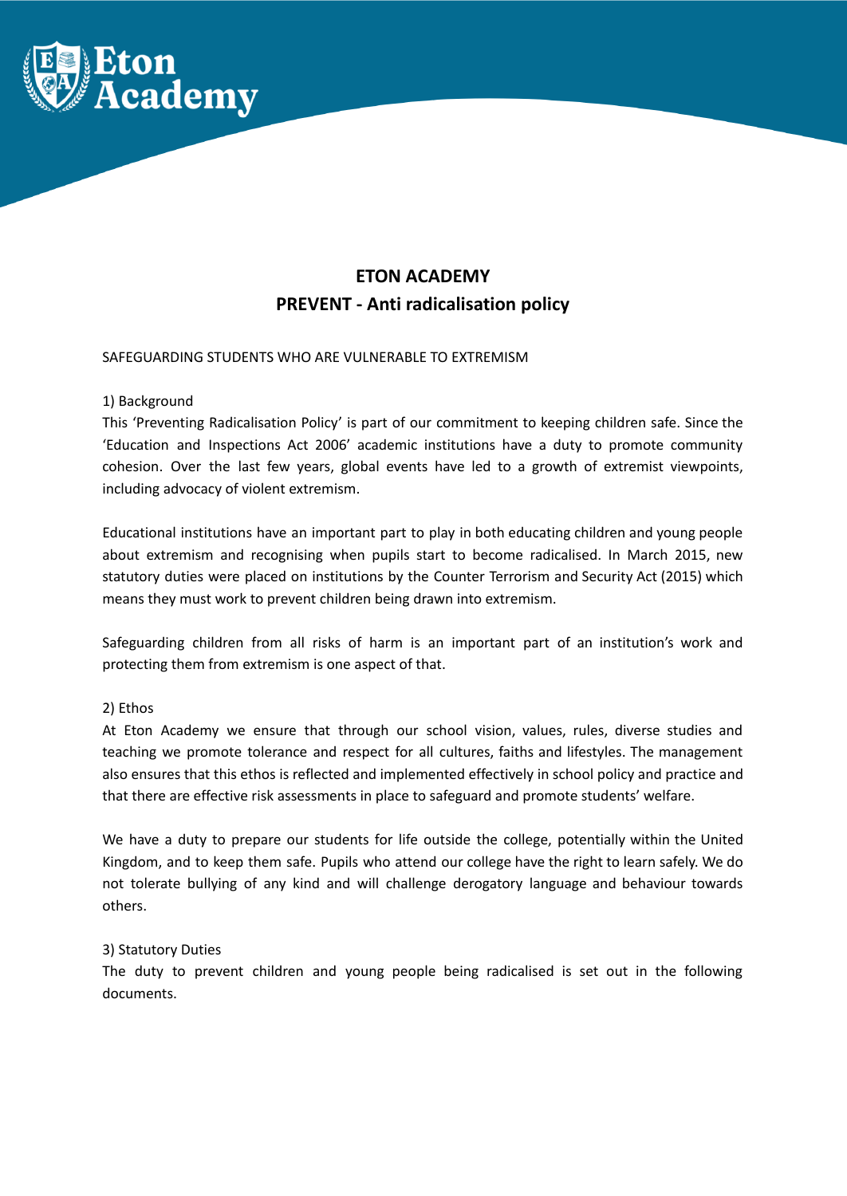# ETON ACADEMY
## PREVENT - Anti radicalisation policy

SAFEGUARDING STUDENTS WHO ARE VULNERABLE TO EXTREMISM

### 1) Background

This 'Preventing Radicalisation Policy' is part of our commitment to keeping children safe. Since the 'Education and Inspections Act 2006' academic institutions have a duty to promote community cohesion. Over the last few years, global events have led to a growth of extremist viewpoints, including advocacy of violent extremism.

Educational institutions have an important part to play in both educating children and young people about extremism and recognising when pupils start to become radicalised. In March 2015, new statutory duties were placed on institutions by the Counter Terrorism and Security Act (2015) which means they must work to prevent children being drawn into extremism.

Safeguarding children from all risks of harm is an important part of an institution's work and protecting them from extremism is one aspect of that.

### 2) Ethos

At Eton Academy we ensure that through our school vision, values, rules, diverse studies and teaching we promote tolerance and respect for all cultures, faiths and lifestyles. The management also ensures that this ethos is reflected and implemented effectively in school policy and practice and that there are effective risk assessments in place to safeguard and promote students' welfare.

We have a duty to prepare our students for life outside the college, potentially within the United Kingdom, and to keep them safe. Pupils who attend our college have the right to learn safely. We do not tolerate bullying of any kind and will challenge derogatory language and behaviour towards others.

### 3) Statutory Duties

The duty to prevent children and young people being radicalised is set out in the following documents.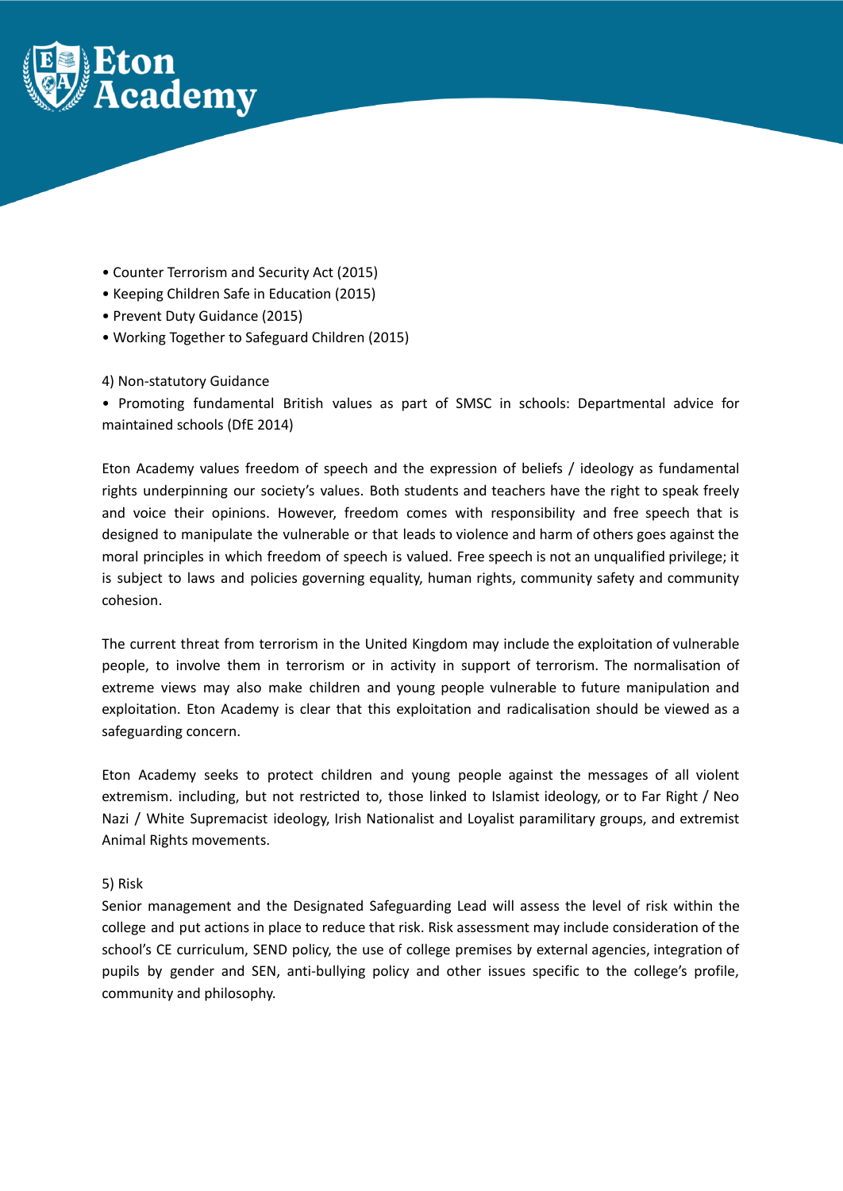- Counter Terrorism and Security Act (2015)
- Keeping Children Safe in Education (2015)
- Prevent Duty Guidance (2015)
- Working Together to Safeguard Children (2015)

4) Non-statutory Guidance

- Promoting fundamental British values as part of SMSC in schools: Departmental advice for maintained schools (DfE 2014)

Eton Academy values freedom of speech and the expression of beliefs / ideology as fundamental rights underpinning our society's values. Both students and teachers have the right to speak freely and voice their opinions. However, freedom comes with responsibility and free speech that is designed to manipulate the vulnerable or that leads to violence and harm of others goes against the moral principles in which freedom of speech is valued. Free speech is not an unqualified privilege; it is subject to laws and policies governing equality, human rights, community safety and community cohesion.

The current threat from terrorism in the United Kingdom may include the exploitation of vulnerable people, to involve them in terrorism or in activity in support of terrorism. The normalisation of extreme views may also make children and young people vulnerable to future manipulation and exploitation. Eton Academy is clear that this exploitation and radicalisation should be viewed as a safeguarding concern.

Eton Academy seeks to protect children and young people against the messages of all violent extremism. including, but not restricted to, those linked to Islamist ideology, or to Far Right / Neo Nazi / White Supremacist ideology, Irish Nationalist and Loyalist paramilitary groups, and extremist Animal Rights movements.

5) Risk

Senior management and the Designated Safeguarding Lead will assess the level of risk within the college and put actions in place to reduce that risk. Risk assessment may include consideration of the school's CE curriculum, SEND policy, the use of college premises by external agencies, integration of pupils by gender and SEN, anti-bullying policy and other issues specific to the college's profile, community and philosophy.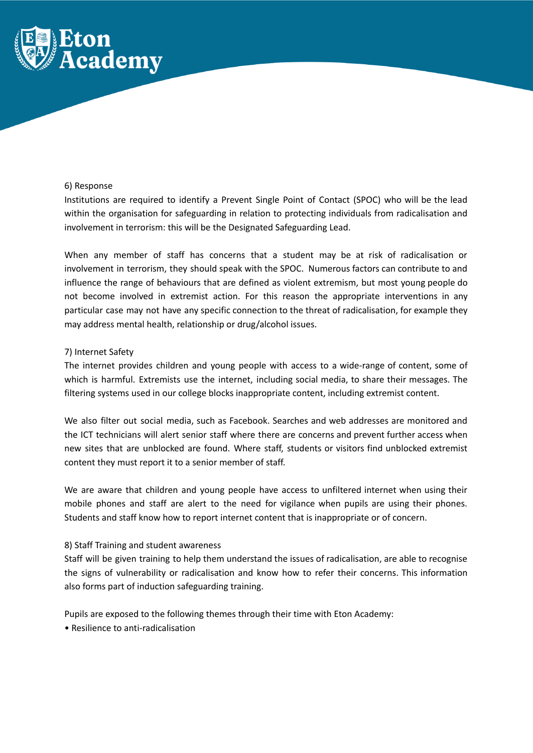6) Response

Institutions are required to identify a Prevent Single Point of Contact (SPOC) who will be the lead within the organisation for safeguarding in relation to protecting individuals from radicalisation and involvement in terrorism: this will be the Designated Safeguarding Lead.

When any member of staff has concerns that a student may be at risk of radicalisation or involvement in terrorism, they should speak with the SPOC. Numerous factors can contribute to and influence the range of behaviours that are defined as violent extremism, but most young people do not become involved in extremist action. For this reason the appropriate interventions in any particular case may not have any specific connection to the threat of radicalisation, for example they may address mental health, relationship or drug/alcohol issues.

7) Internet Safety

The internet provides children and young people with access to a wide-range of content, some of which is harmful. Extremists use the internet, including social media, to share their messages. The filtering systems used in our college blocks inappropriate content, including extremist content.

We also filter out social media, such as Facebook. Searches and web addresses are monitored and the ICT technicians will alert senior staff where there are concerns and prevent further access when new sites that are unblocked are found. Where staff, students or visitors find unblocked extremist content they must report it to a senior member of staff.

We are aware that children and young people have access to unfiltered internet when using their mobile phones and staff are alert to the need for vigilance when pupils are using their phones. Students and staff know how to report internet content that is inappropriate or of concern.

8) Staff Training and student awareness

Staff will be given training to help them understand the issues of radicalisation, are able to recognise the signs of vulnerability or radicalisation and know how to refer their concerns. This information also forms part of induction safeguarding training.

Pupils are exposed to the following themes through their time with Eton Academy:

- Resilience to anti-radicalisation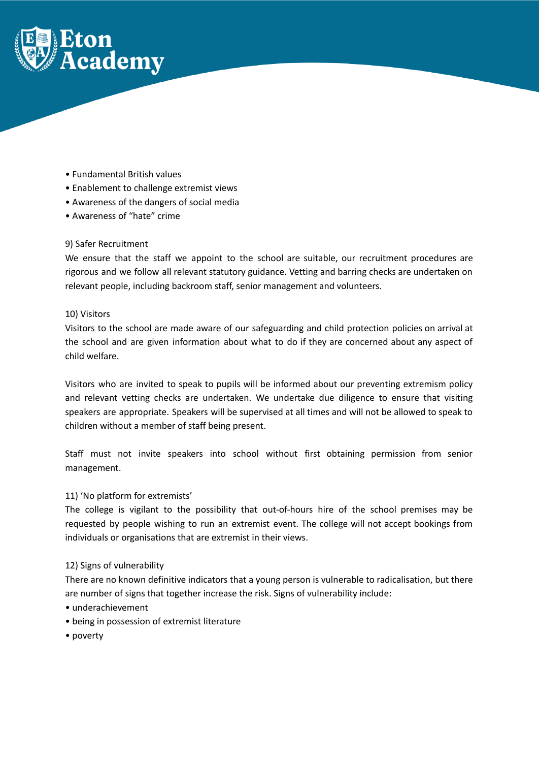- Fundamental British values
- Enablement to challenge extremist views
- Awareness of the dangers of social media
- Awareness of "hate" crime

9) Safer Recruitment

We ensure that the staff we appoint to the school are suitable, our recruitment procedures are rigorous and we follow all relevant statutory guidance. Vetting and barring checks are undertaken on relevant people, including backroom staff, senior management and volunteers.

10) Visitors

Visitors to the school are made aware of our safeguarding and child protection policies on arrival at the school and are given information about what to do if they are concerned about any aspect of child welfare.

Visitors who are invited to speak to pupils will be informed about our preventing extremism policy and relevant vetting checks are undertaken. We undertake due diligence to ensure that visiting speakers are appropriate. Speakers will be supervised at all times and will not be allowed to speak to children without a member of staff being present.

Staff must not invite speakers into school without first obtaining permission from senior management.

11) 'No platform for extremists'

The college is vigilant to the possibility that out-of-hours hire of the school premises may be requested by people wishing to run an extremist event. The college will not accept bookings from individuals or organisations that are extremist in their views.

12) Signs of vulnerability

There are no known definitive indicators that a young person is vulnerable to radicalisation, but there are number of signs that together increase the risk. Signs of vulnerability include:

- underachievement
- being in possession of extremist literature
- poverty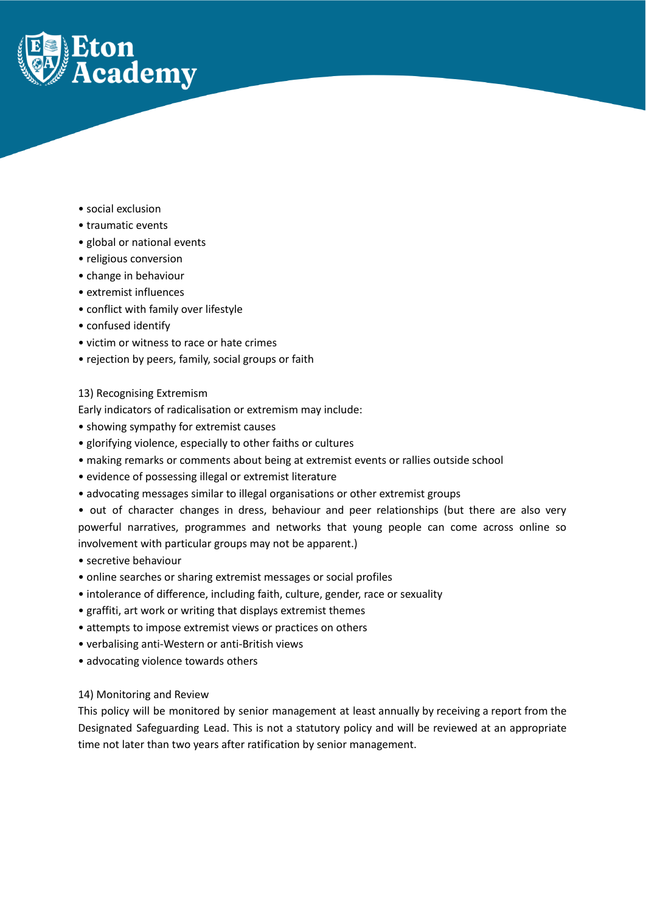- social exclusion
- traumatic events
- global or national events
- religious conversion
- change in behaviour
- extremist influences
- conflict with family over lifestyle
- confused identify
- victim or witness to race or hate crimes
- rejection by peers, family, social groups or faith

## 13) Recognising Extremism

Early indicators of radicalisation or extremism may include:

- showing sympathy for extremist causes
- glorifying violence, especially to other faiths or cultures
- making remarks or comments about being at extremist events or rallies outside school
- evidence of possessing illegal or extremist literature
- advocating messages similar to illegal organisations or other extremist groups
- out of character changes in dress, behaviour and peer relationships (but there are also very powerful narratives, programmes and networks that young people can come across online so involvement with particular groups may not be apparent.)
- secretive behaviour
- online searches or sharing extremist messages or social profiles
- intolerance of difference, including faith, culture, gender, race or sexuality
- graffiti, art work or writing that displays extremist themes
- attempts to impose extremist views or practices on others
- verbalising anti-Western or anti-British views
- advocating violence towards others

## 14) Monitoring and Review

This policy will be monitored by senior management at least annually by receiving a report from the Designated Safeguarding Lead. This is not a statutory policy and will be reviewed at an appropriate time not later than two years after ratification by senior management.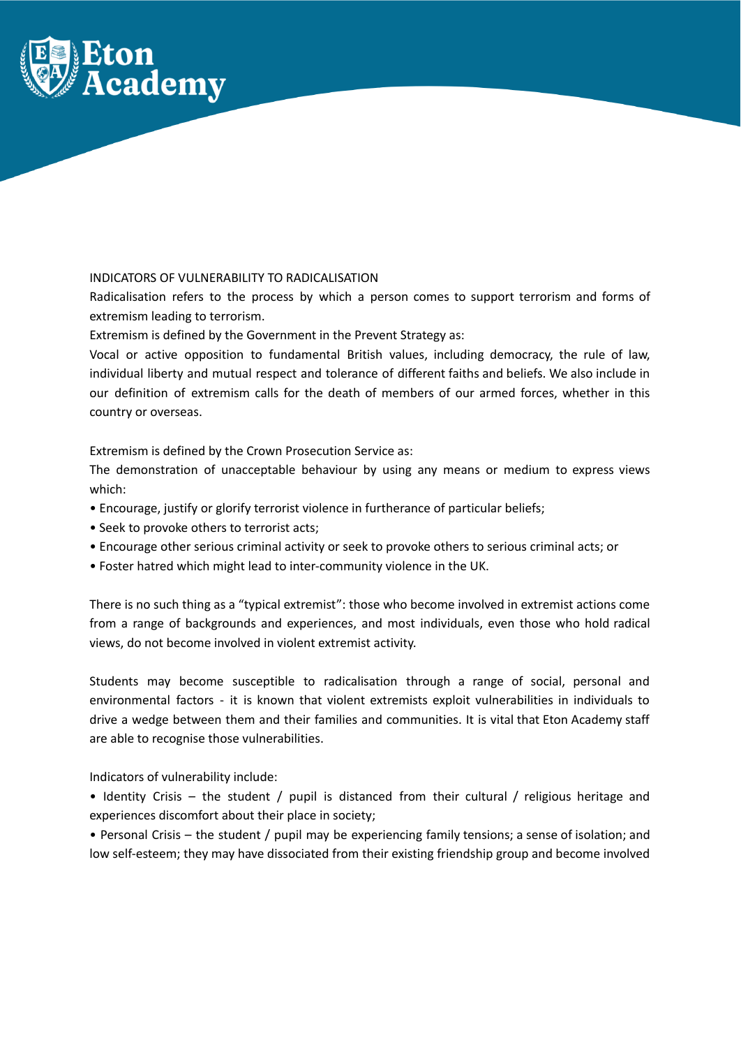INDICATORS OF VULNERABILITY TO RADICALISATION

Radicalisation refers to the process by which a person comes to support terrorism and forms of extremism leading to terrorism.

Extremism is defined by the Government in the Prevent Strategy as:

Vocal or active opposition to fundamental British values, including democracy, the rule of law, individual liberty and mutual respect and tolerance of different faiths and beliefs. We also include in our definition of extremism calls for the death of members of our armed forces, whether in this country or overseas.

Extremism is defined by the Crown Prosecution Service as:

The demonstration of unacceptable behaviour by using any means or medium to express views which:

- Encourage, justify or glorify terrorist violence in furtherance of particular beliefs;
- Seek to provoke others to terrorist acts;
- Encourage other serious criminal activity or seek to provoke others to serious criminal acts; or
- Foster hatred which might lead to inter-community violence in the UK.

There is no such thing as a "typical extremist": those who become involved in extremist actions come from a range of backgrounds and experiences, and most individuals, even those who hold radical views, do not become involved in violent extremist activity.

Students may become susceptible to radicalisation through a range of social, personal and environmental factors - it is known that violent extremists exploit vulnerabilities in individuals to drive a wedge between them and their families and communities. It is vital that Eton Academy staff are able to recognise those vulnerabilities.

Indicators of vulnerability include:

- Identity Crisis – the student / pupil is distanced from their cultural / religious heritage and experiences discomfort about their place in society;
- Personal Crisis – the student / pupil may be experiencing family tensions; a sense of isolation; and low self-esteem; they may have dissociated from their existing friendship group and become involved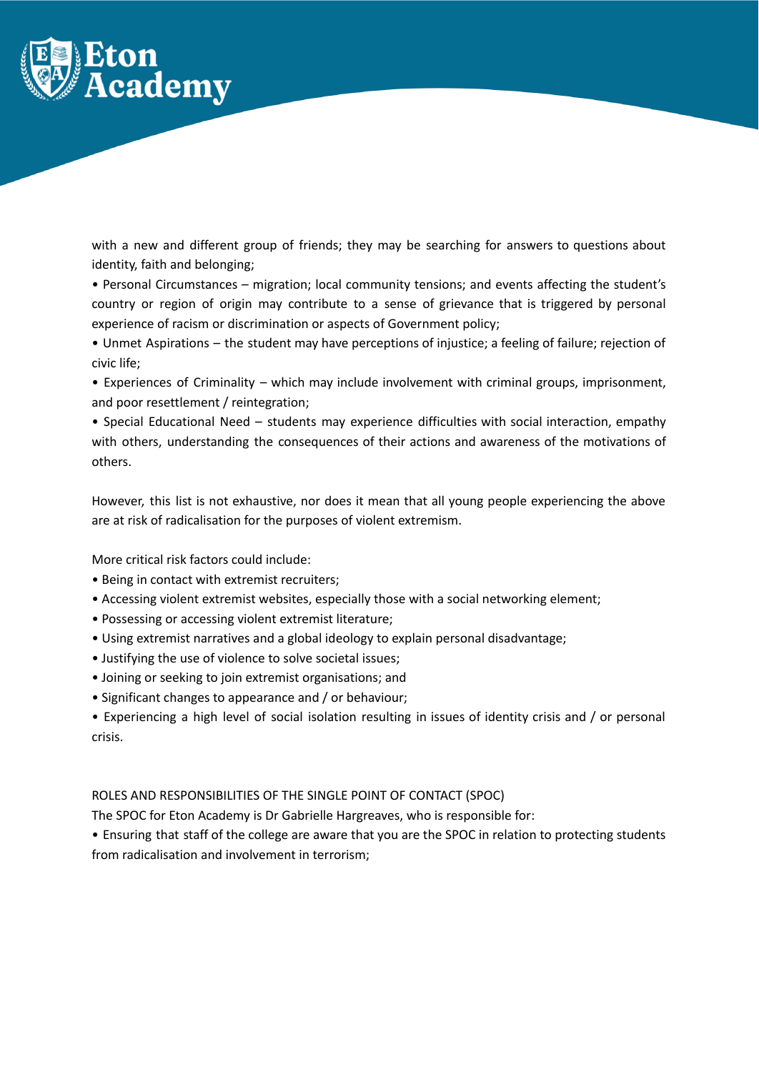with a new and different group of friends; they may be searching for answers to questions about identity, faith and belonging;

- Personal Circumstances – migration; local community tensions; and events affecting the student's country or region of origin may contribute to a sense of grievance that is triggered by personal experience of racism or discrimination or aspects of Government policy;
- Unmet Aspirations – the student may have perceptions of injustice; a feeling of failure; rejection of civic life;
- Experiences of Criminality – which may include involvement with criminal groups, imprisonment, and poor resettlement / reintegration;
- Special Educational Need – students may experience difficulties with social interaction, empathy with others, understanding the consequences of their actions and awareness of the motivations of others.

However, this list is not exhaustive, nor does it mean that all young people experiencing the above are at risk of radicalisation for the purposes of violent extremism.

More critical risk factors could include:

- Being in contact with extremist recruiters;
- Accessing violent extremist websites, especially those with a social networking element;
- Possessing or accessing violent extremist literature;
- Using extremist narratives and a global ideology to explain personal disadvantage;
- Justifying the use of violence to solve societal issues;
- Joining or seeking to join extremist organisations; and
- Significant changes to appearance and / or behaviour;
- Experiencing a high level of social isolation resulting in issues of identity crisis and / or personal crisis.

ROLES AND RESPONSIBILITIES OF THE SINGLE POINT OF CONTACT (SPOC)

The SPOC for Eton Academy is Dr Gabrielle Hargreaves, who is responsible for:

- Ensuring that staff of the college are aware that you are the SPOC in relation to protecting students from radicalisation and involvement in terrorism;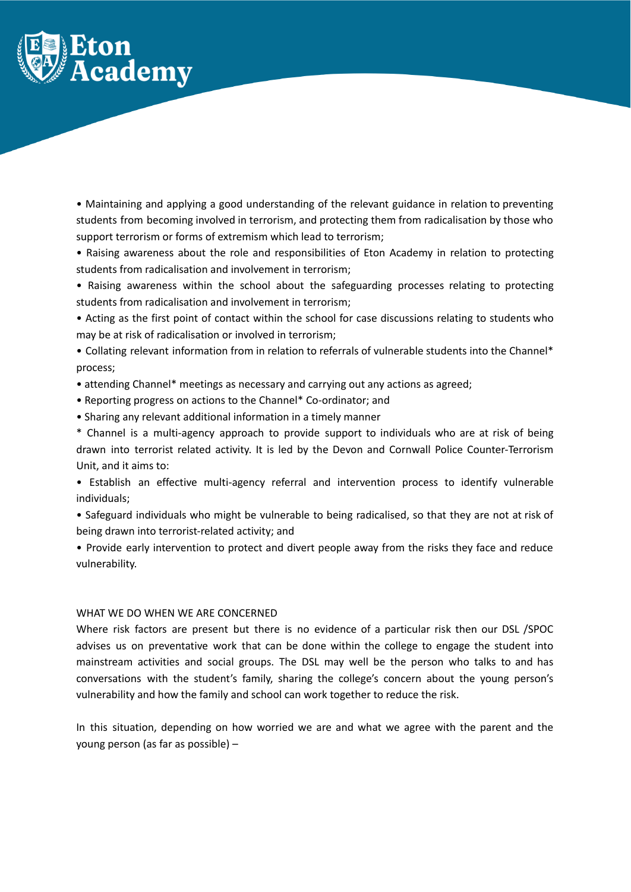- Maintaining and applying a good understanding of the relevant guidance in relation to preventing students from becoming involved in terrorism, and protecting them from radicalisation by those who support terrorism or forms of extremism which lead to terrorism;
- Raising awareness about the role and responsibilities of Eton Academy in relation to protecting students from radicalisation and involvement in terrorism;
- Raising awareness within the school about the safeguarding processes relating to protecting students from radicalisation and involvement in terrorism;
- Acting as the first point of contact within the school for case discussions relating to students who may be at risk of radicalisation or involved in terrorism;
- Collating relevant information from in relation to referrals of vulnerable students into the Channel* process;
- attending Channel* meetings as necessary and carrying out any actions as agreed;
- Reporting progress on actions to the Channel* Co-ordinator; and
- Sharing any relevant additional information in a timely manner

* Channel is a multi-agency approach to provide support to individuals who are at risk of being drawn into terrorist related activity. It is led by the Devon and Cornwall Police Counter-Terrorism Unit, and it aims to:

- Establish an effective multi-agency referral and intervention process to identify vulnerable individuals;
- Safeguard individuals who might be vulnerable to being radicalised, so that they are not at risk of being drawn into terrorist-related activity; and
- Provide early intervention to protect and divert people away from the risks they face and reduce vulnerability.

WHAT WE DO WHEN WE ARE CONCERNED

Where risk factors are present but there is no evidence of a particular risk then our DSL /SPOC advises us on preventative work that can be done within the college to engage the student into mainstream activities and social groups. The DSL may well be the person who talks to and has conversations with the student's family, sharing the college's concern about the young person's vulnerability and how the family and school can work together to reduce the risk.

In this situation, depending on how worried we are and what we agree with the parent and the young person (as far as possible) –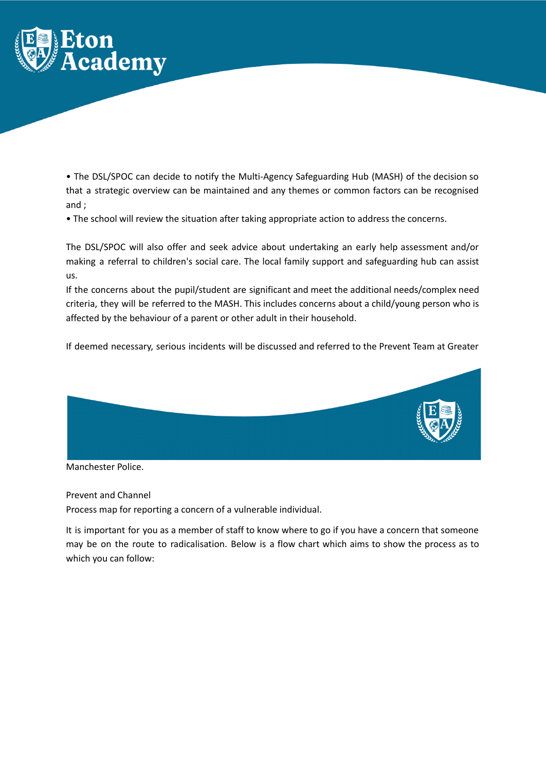- The DSL/SPOC can decide to notify the Multi-Agency Safeguarding Hub (MASH) of the decision so that a strategic overview can be maintained and any themes or common factors can be recognised and ;
- The school will review the situation after taking appropriate action to address the concerns.

The DSL/SPOC will also offer and seek advice about undertaking an early help assessment and/or making a referral to children's social care. The local family support and safeguarding hub can assist us.

If the concerns about the pupil/student are significant and meet the additional needs/complex need criteria, they will be referred to the MASH. This includes concerns about a child/young person who is affected by the behaviour of a parent or other adult in their household.

If deemed necessary, serious incidents will be discussed and referred to the Prevent Team at Greater Manchester Police.

Prevent and Channel

Process map for reporting a concern of a vulnerable individual.

It is important for you as a member of staff to know where to go if you have a concern that someone may be on the route to radicalisation. Below is a flow chart which aims to show the process as to which you can follow: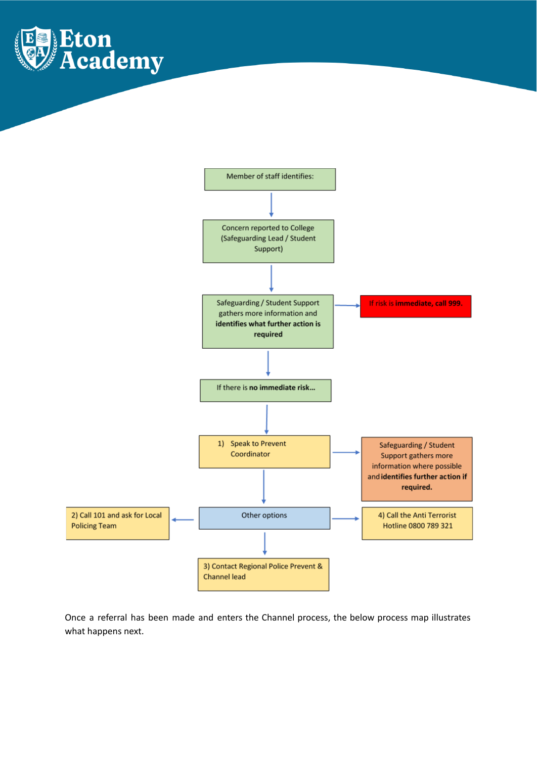Member of staff identifies:

↓

Concern reported to College (Safeguarding Lead / Student Support)

↓

Safeguarding / Student Support gathers more information and **identifies what further action is required** → If risk is **immediate**, **call 999.**

↓

If there is **no immediate risk…**

↓

1) Speak to Prevent Coordinator → Safeguarding / Student Support gathers more information where possible and **identifies further action if required.**

↓

Other options:

- 2) Call 101 and ask for Local Policing Team
- 3) Contact Regional Police Prevent & Channel lead
- 4) Call the Anti Terrorist Hotline 0800 789 321

Once a referral has been made and enters the Channel process, the below process map illustrates what happens next.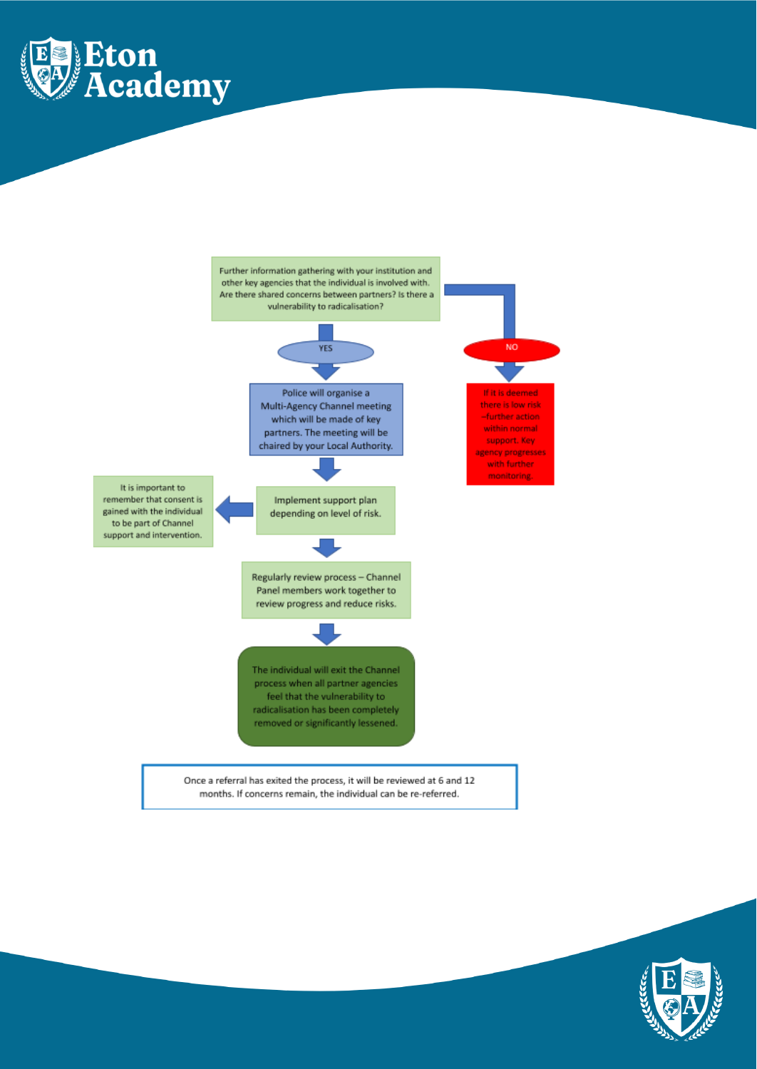Further information gathering with your institution and other key agencies that the individual is involved with. Are there shared concerns between partners? Is there a vulnerability to radicalisation?

YES

Police will organise a Multi-Agency Channel meeting which will be made of key partners. The meeting will be chaired by your Local Authority.

Implement support plan depending on level of risk.

It is important to remember that consent is gained with the individual to be part of Channel support and intervention.

Regularly review process – Channel Panel members work together to review progress and reduce risks.

The individual will exit the Channel process when all partner agencies feel that the vulnerability to radicalisation has been completely removed or significantly lessened.

NO

If it is deemed there is low risk –further action within normal support. Key agency progresses with further monitoring.

Once a referral has exited the process, it will be reviewed at 6 and 12 months. If concerns remain, the individual can be re-referred.